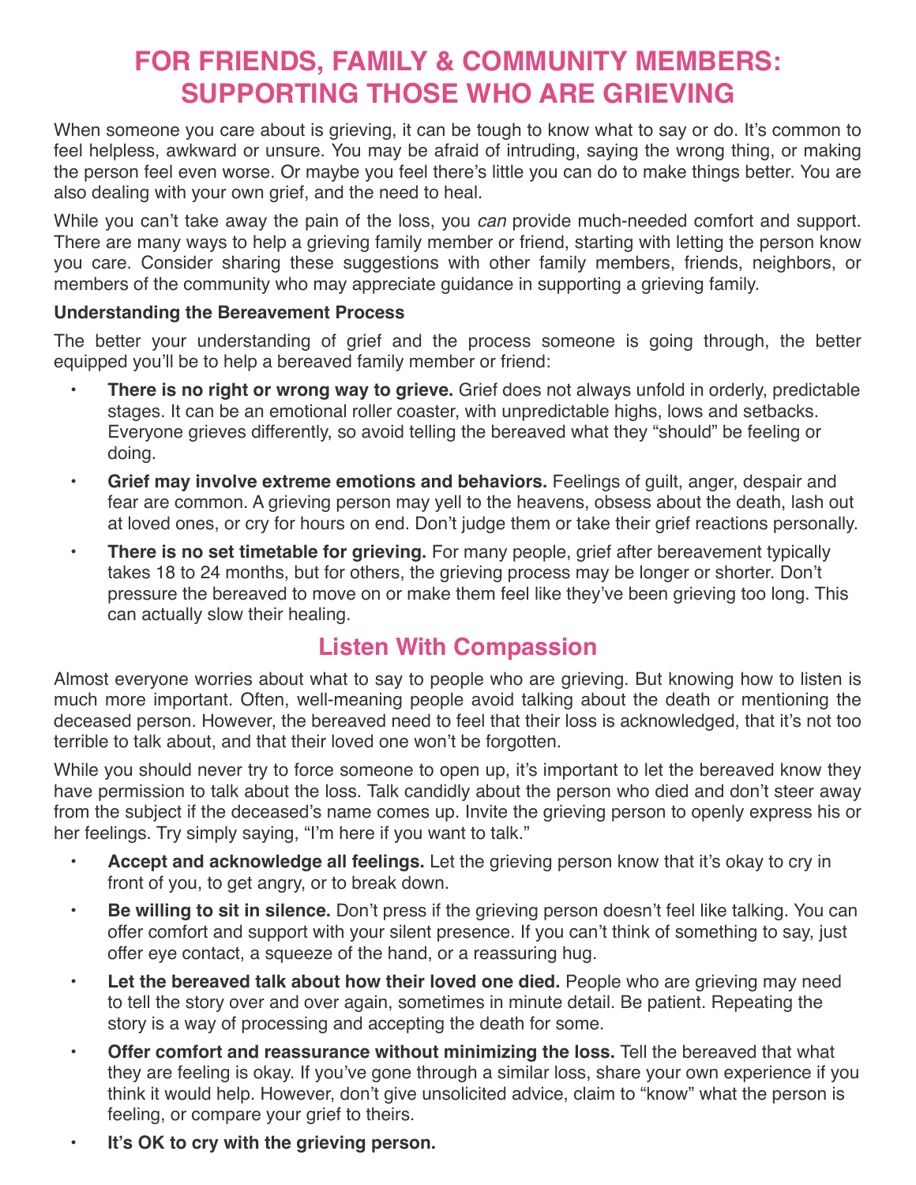# FOR FRIENDS, FAMILY & COMMUNITY MEMBERS: SUPPORTING THOSE WHO ARE GRIEVING

When someone you care about is grieving, it can be tough to know what to say or do. It's common to feel helpless, awkward or unsure. You may be afraid of intruding, saying the wrong thing, or making the person feel even worse. Or maybe you feel there's little you can do to make things better. You are also dealing with your own grief, and the need to heal.

While you can't take away the pain of the loss, you *can* provide much-needed comfort and support. There are many ways to help a grieving family member or friend, starting with letting the person know you care. Consider sharing these suggestions with other family members, friends, neighbors, or members of the community who may appreciate guidance in supporting a grieving family.

**Understanding the Bereavement Process**

The better your understanding of grief and the process someone is going through, the better equipped you'll be to help a bereaved family member or friend:

- **There is no right or wrong way to grieve.** Grief does not always unfold in orderly, predictable stages. It can be an emotional roller coaster, with unpredictable highs, lows and setbacks. Everyone grieves differently, so avoid telling the bereaved what they "should" be feeling or doing.
- **Grief may involve extreme emotions and behaviors.** Feelings of guilt, anger, despair and fear are common. A grieving person may yell to the heavens, obsess about the death, lash out at loved ones, or cry for hours on end. Don't judge them or take their grief reactions personally.
- **There is no set timetable for grieving.** For many people, grief after bereavement typically takes 18 to 24 months, but for others, the grieving process may be longer or shorter. Don't pressure the bereaved to move on or make them feel like they've been grieving too long. This can actually slow their healing.

## Listen With Compassion

Almost everyone worries about what to say to people who are grieving. But knowing how to listen is much more important. Often, well-meaning people avoid talking about the death or mentioning the deceased person. However, the bereaved need to feel that their loss is acknowledged, that it's not too terrible to talk about, and that their loved one won't be forgotten.

While you should never try to force someone to open up, it's important to let the bereaved know they have permission to talk about the loss. Talk candidly about the person who died and don't steer away from the subject if the deceased's name comes up. Invite the grieving person to openly express his or her feelings. Try simply saying, "I'm here if you want to talk."

- **Accept and acknowledge all feelings.** Let the grieving person know that it's okay to cry in front of you, to get angry, or to break down.
- **Be willing to sit in silence.** Don't press if the grieving person doesn't feel like talking. You can offer comfort and support with your silent presence. If you can't think of something to say, just offer eye contact, a squeeze of the hand, or a reassuring hug.
- **Let the bereaved talk about how their loved one died.** People who are grieving may need to tell the story over and over again, sometimes in minute detail. Be patient. Repeating the story is a way of processing and accepting the death for some.
- **Offer comfort and reassurance without minimizing the loss.** Tell the bereaved that what they are feeling is okay. If you've gone through a similar loss, share your own experience if you think it would help. However, don't give unsolicited advice, claim to "know" what the person is feeling, or compare your grief to theirs.
- **It's OK to cry with the grieving person.**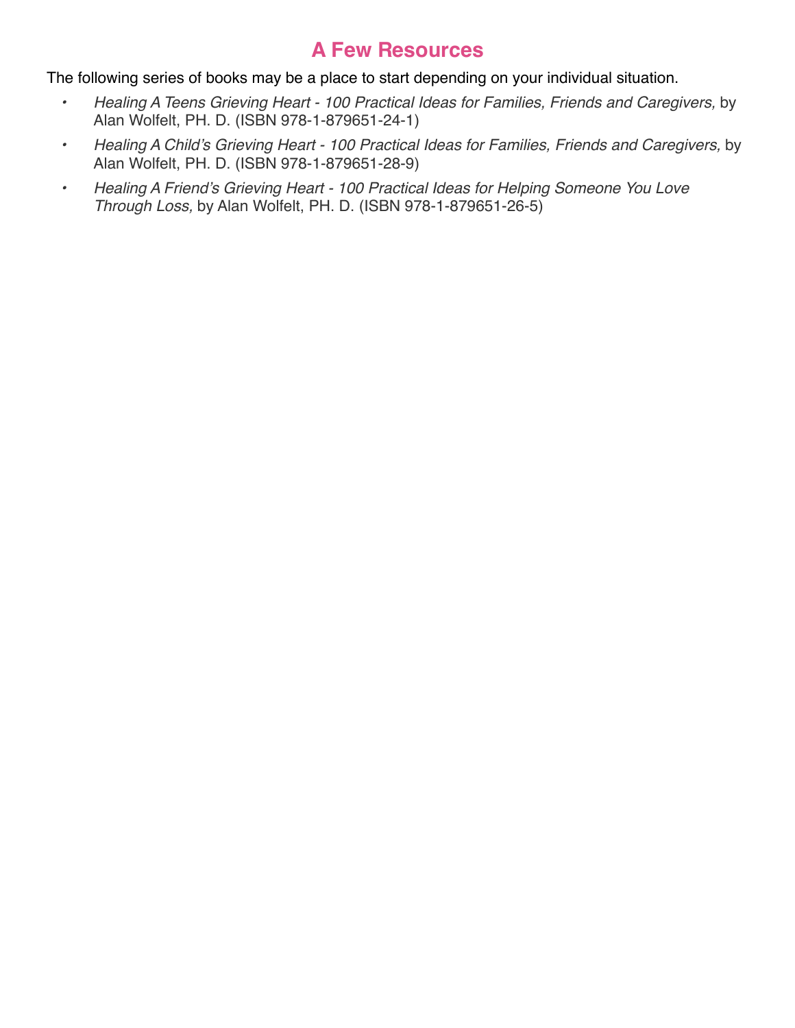## A Few Resources

The following series of books may be a place to start depending on your individual situation.

- *Healing A Teens Grieving Heart - 100 Practical Ideas for Families, Friends and Caregivers,* by Alan Wolfelt, PH. D. (ISBN 978-1-879651-24-1)
- *Healing A Child's Grieving Heart - 100 Practical Ideas for Families, Friends and Caregivers,* by Alan Wolfelt, PH. D. (ISBN 978-1-879651-28-9)
- *Healing A Friend's Grieving Heart - 100 Practical Ideas for Helping Someone You Love Through Loss,* by Alan Wolfelt, PH. D. (ISBN 978-1-879651-26-5)